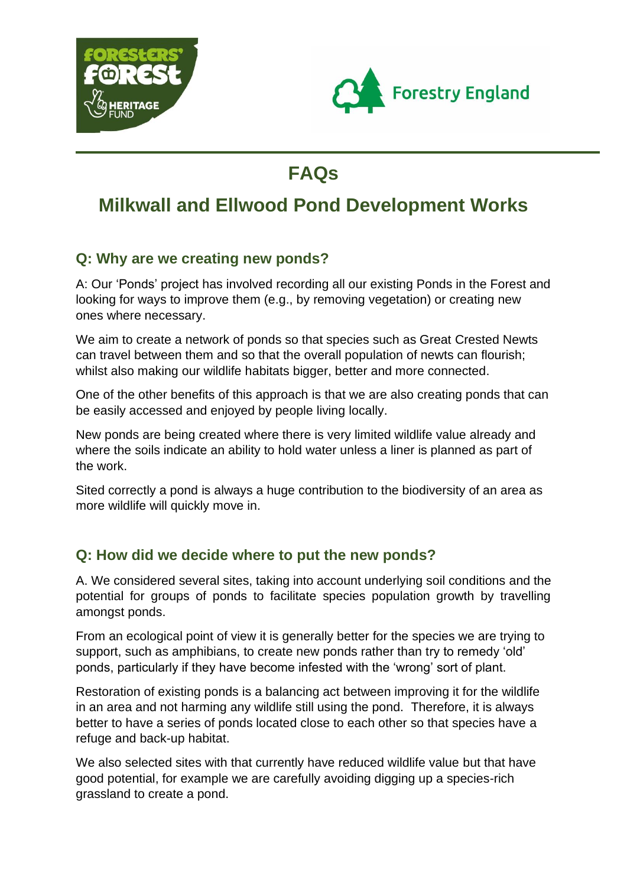# FAQs

# Milkwall and Ellwood Pond Development Works

## Q: Why are we creating new ponds?

A: Our 'Ponds' project has involved recording all our existing Ponds in the Forest and looking for ways to improve them (e.g., by removing vegetation) or creating new ones where necessary.

We aim to create a network of ponds so that species such as Great Crested Newts can travel between them and so that the overall population of newts can flourish; whilst also making our wildlife habitats bigger, better and more connected.

One of the other benefits of this approach is that we are also creating ponds that can be easily accessed and enjoyed by people living locally.

New ponds are being created where there is very limited wildlife value already and where the soils indicate an ability to hold water unless a liner is planned as part of the work.

Sited correctly a pond is always a huge contribution to the biodiversity of an area as more wildlife will quickly move in.

## Q: How did we decide where to put the new ponds?

A. We considered several sites, taking into account underlying soil conditions and the potential for groups of ponds to facilitate species population growth by travelling amongst ponds.

From an ecological point of view it is generally better for the species we are trying to support, such as amphibians, to create new ponds rather than try to remedy 'old' ponds, particularly if they have become infested with the 'wrong' sort of plant.

Restoration of existing ponds is a balancing act between improving it for the wildlife in an area and not harming any wildlife still using the pond. Therefore, it is always better to have a series of ponds located close to each other so that species have a refuge and back-up habitat.

We also selected sites with that currently have reduced wildlife value but that have good potential, for example we are carefully avoiding digging up a species-rich grassland to create a pond.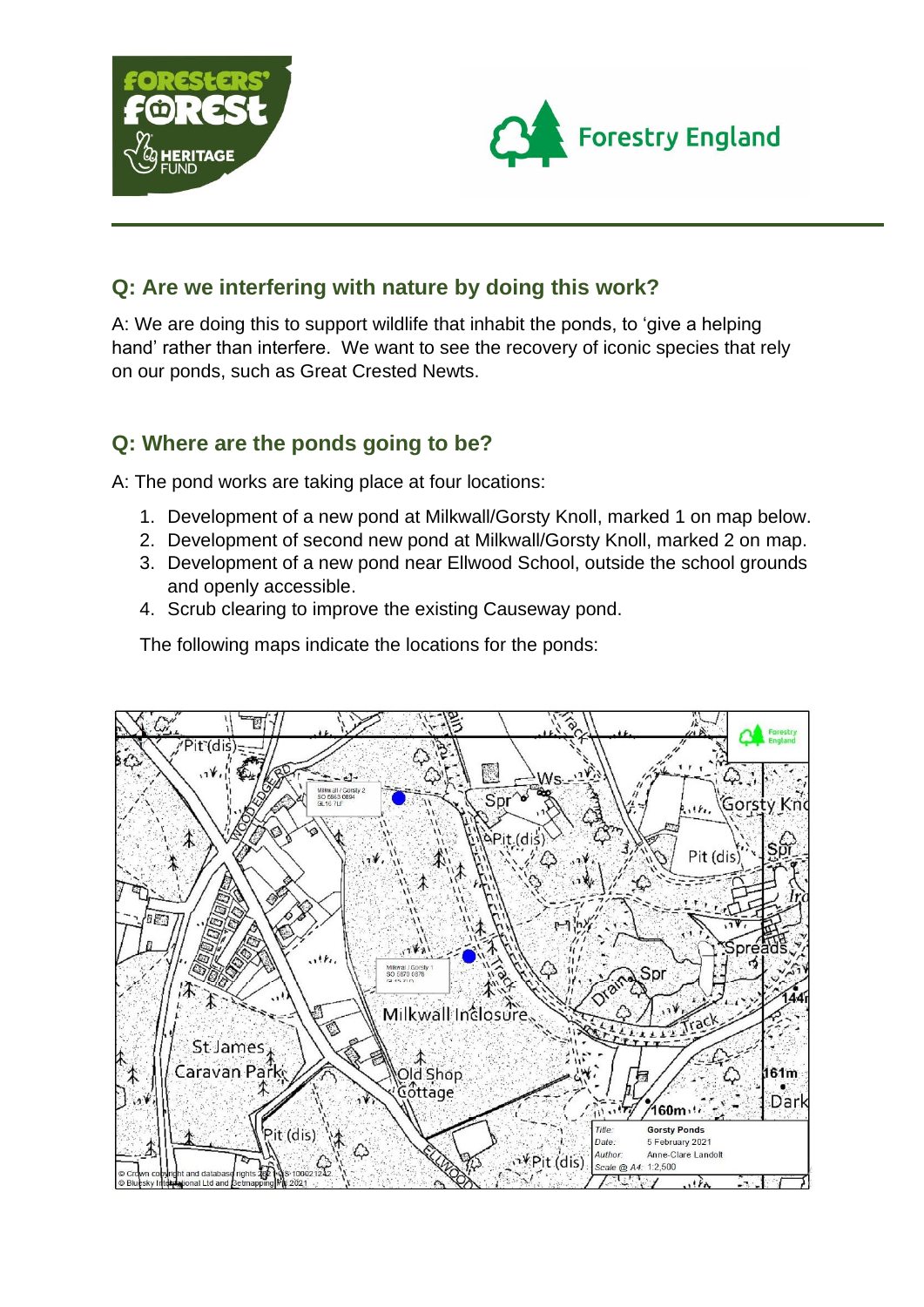## Q: Are we interfering with nature by doing this work?

A: We are doing this to support wildlife that inhabit the ponds, to 'give a helping hand' rather than interfere. We want to see the recovery of iconic species that rely on our ponds, such as Great Crested Newts.

## Q: Where are the ponds going to be?

A: The pond works are taking place at four locations:

1. Development of a new pond at Milkwall/Gorsty Knoll, marked 1 on map below.
2. Development of second new pond at Milkwall/Gorsty Knoll, marked 2 on map.
3. Development of a new pond near Ellwood School, outside the school grounds and openly accessible.
4. Scrub clearing to improve the existing Causeway pond.

The following maps indicate the locations for the ponds: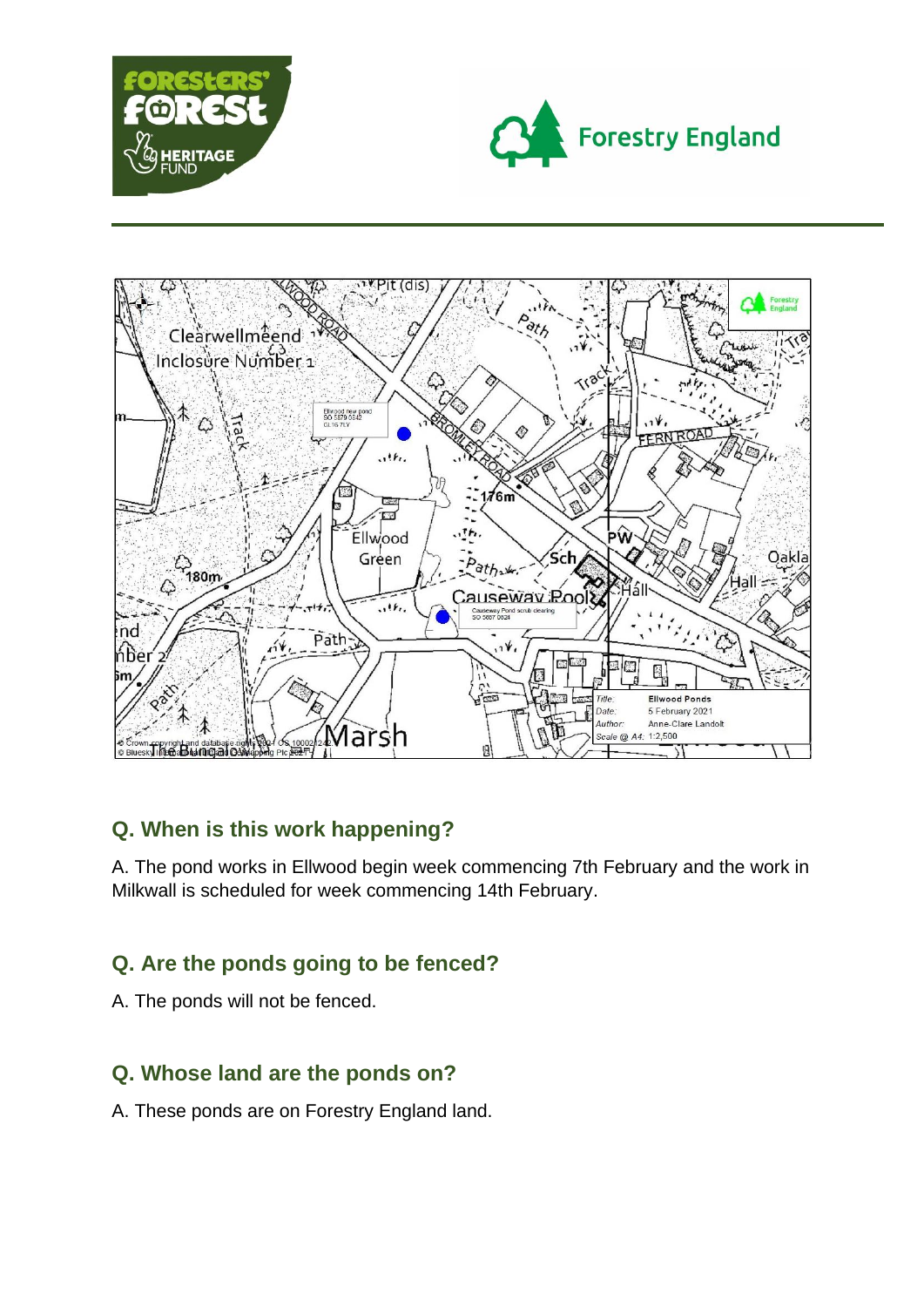## Q. When is this work happening?

A. The pond works in Ellwood begin week commencing 7th February and the work in Milkwall is scheduled for week commencing 14th February.

## Q. Are the ponds going to be fenced?

A. The ponds will not be fenced.

## Q. Whose land are the ponds on?

A. These ponds are on Forestry England land.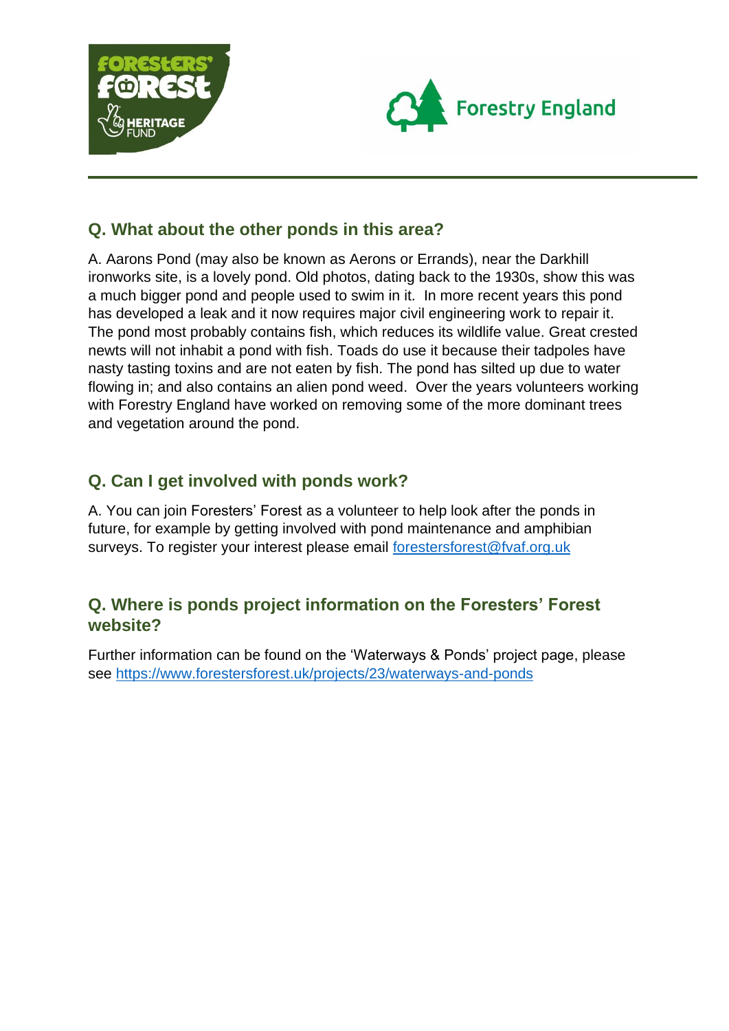## Q. What about the other ponds in this area?

A. Aarons Pond (may also be known as Aerons or Errands), near the Darkhill ironworks site, is a lovely pond. Old photos, dating back to the 1930s, show this was a much bigger pond and people used to swim in it. In more recent years this pond has developed a leak and it now requires major civil engineering work to repair it. The pond most probably contains fish, which reduces its wildlife value. Great crested newts will not inhabit a pond with fish. Toads do use it because their tadpoles have nasty tasting toxins and are not eaten by fish. The pond has silted up due to water flowing in; and also contains an alien pond weed. Over the years volunteers working with Forestry England have worked on removing some of the more dominant trees and vegetation around the pond.

## Q. Can I get involved with ponds work?

A. You can join Foresters' Forest as a volunteer to help look after the ponds in future, for example by getting involved with pond maintenance and amphibian surveys. To register your interest please email [forestersforest@fvaf.org.uk](mailto:forestersforest@fvaf.org.uk)

## Q. Where is ponds project information on the Foresters' Forest website?

Further information can be found on the 'Waterways & Ponds' project page, please see [https://www.forestersforest.uk/projects/23/waterways-and-ponds](https://www.forestersforest.uk/projects/23/waterways-and-ponds)